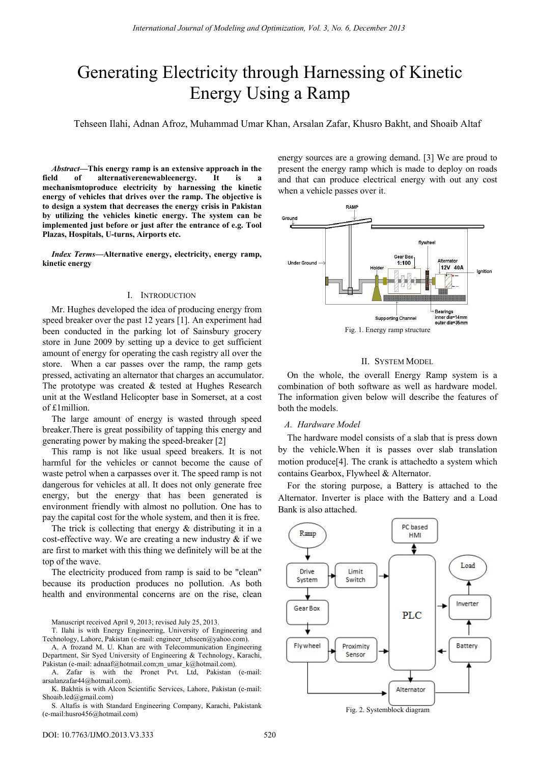# Generating Electricity through Harnessing of Kinetic Energy Using a Ramp

Tehseen Ilahi, Adnan Afroz, Muhammad Umar Khan, Arsalan Zafar, Khusro Bakht, and Shoaib Altaf

***Abstract*—This energy ramp is an extensive approach in the field of alternativerenewableenergy. It is a mechanismtoproduce electricity by harnessing the kinetic energy of vehicles that drives over the ramp. The objective is to design a system that decreases the energy crisis in Pakistan by utilizing the vehicles kinetic energy. The system can be implemented just before or just after the entrance of e.g. Tool Plazas, Hospitals, U-turns, Airports etc.**

***Index Terms*—Alternative energy, electricity, energy ramp, kinetic energy**

## I. Introduction

Mr. Hughes developed the idea of producing energy from speed breaker over the past 12 years [1]. An experiment had been conducted in the parking lot of Sainsbury grocery store in June 2009 by setting up a device to get sufficient amount of energy for operating the cash registry all over the store. When a car passes over the ramp, the ramp gets pressed, activating an alternator that charges an accumulator. The prototype was created & tested at Hughes Research unit at the Westland Helicopter base in Somerset, at a cost of £1million.

The large amount of energy is wasted through speed breaker.There is great possibility of tapping this energy and generating power by making the speed-breaker [2]

This ramp is not like usual speed breakers. It is not harmful for the vehicles or cannot become the cause of waste petrol when a carpasses over it. The speed ramp is not dangerous for vehicles at all. It does not only generate free energy, but the energy that has been generated is environment friendly with almost no pollution. One has to pay the capital cost for the whole system, and then it is free.

The trick is collecting that energy & distributing it in a cost-effective way. We are creating a new industry & if we are first to market with this thing we definitely will be at the top of the wave.

The electricity produced from ramp is said to be "clean" because its production produces no pollution. As both health and environmental concerns are on the rise, clean energy sources are a growing demand. [3] We are proud to present the energy ramp which is made to deploy on roads and that can produce electrical energy with out any cost when a vehicle passes over it.

Fig. 1. Energy ramp structure

## II. System Model

On the whole, the overall Energy Ramp system is a combination of both software as well as hardware model. The information given below will describe the features of both the models.

### A. Hardware Model

The hardware model consists of a slab that is press down by the vehicle.When it is passes over slab translation motion produce[4]. The crank is attachedto a system which contains Gearbox, Flywheel & Alternator.

For the storing purpose, a Battery is attached to the Alternator. Inverter is place with the Battery and a Load Bank is also attached.

Fig. 2. Systemblock diagram

Manuscript received April 9, 2013; revised July 25, 2013.

T. Ilahi is with Energy Engineering, University of Engineering and Technology, Lahore, Pakistan (e-mail: engineer_tehseen@yahoo.com).

A. A frozand M. U. Khan are with Telecommunication Engineering Department, Sir Syed University of Engineering & Technology, Karachi, Pakistan (e-mail: adnaaf@hotmail.com;m_umar_k@hotmail.com).

A. Zafar is with the Pronet Pvt. Ltd, Pakistan (e-mail: arsalanzafar44@hotmail.com).

K. Bakhtis is with Alcon Scientific Services, Lahore, Pakistan (e-mail: Shoaib.led@gmail.com)

S. Altafis is with Standard Engineering Company, Karachi, Pakistank (e-mail:husro456@hotmail.com)

DOI: 10.7763/IJMO.2013.V3.333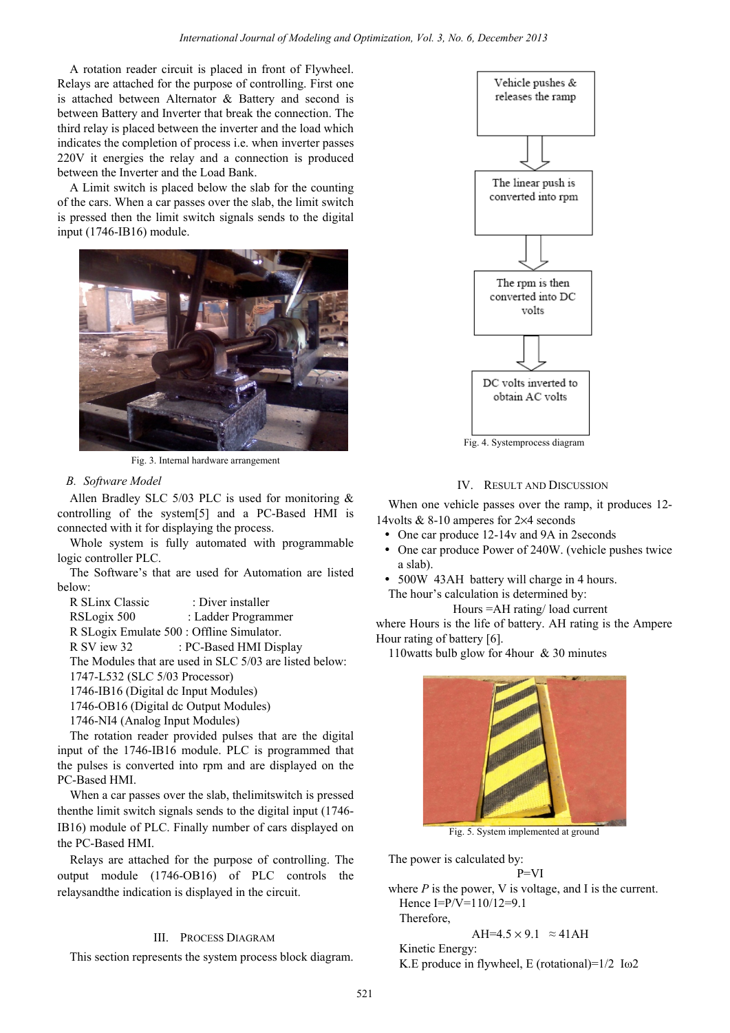A rotation reader circuit is placed in front of Flywheel. Relays are attached for the purpose of controlling. First one is attached between Alternator & Battery and second is between Battery and Inverter that break the connection. The third relay is placed between the inverter and the load which indicates the completion of process i.e. when inverter passes 220V it energies the relay and a connection is produced between the Inverter and the Load Bank.

A Limit switch is placed below the slab for the counting of the cars. When a car passes over the slab, the limit switch is pressed then the limit switch signals sends to the digital input (1746-IB16) module.

Fig. 3. Internal hardware arrangement

### *B. Software Model*

Allen Bradley SLC 5/03 PLC is used for monitoring & controlling of the system[5] and a PC-Based HMI is connected with it for displaying the process.

Whole system is fully automated with programmable logic controller PLC.

The Software's that are used for Automation are listed below:

R SLinx Classic : Diver installer
RSLogix 500 : Ladder Programmer
R SLogix Emulate 500 : Offline Simulator.
R SV iew 32 : PC-Based HMI Display

The Modules that are used in SLC 5/03 are listed below:

1747-L532 (SLC 5/03 Processor)
1746-IB16 (Digital dc Input Modules)
1746-OB16 (Digital dc Output Modules)
1746-NI4 (Analog Input Modules)

The rotation reader provided pulses that are the digital input of the 1746-IB16 module. PLC is programmed that the pulses is converted into rpm and are displayed on the PC-Based HMI.

When a car passes over the slab, thelimitswitch is pressed thenthe limit switch signals sends to the digital input (1746-IB16) module of PLC. Finally number of cars displayed on the PC-Based HMI.

Relays are attached for the purpose of controlling. The output module (1746-OB16) of PLC controls the relaysandthe indication is displayed in the circuit.

## III. Process Diagram

This section represents the system process block diagram.

Vehicle pushes & releases the ramp → The linear push is converted into rpm → The rpm is then converted into DC volts → DC volts inverted to obtain AC volts

Fig. 4. Systemprocess diagram

## IV. Result and Discussion

When one vehicle passes over the ramp, it produces 12-14volts & 8-10 amperes for 2×4 seconds

- One car produce 12-14v and 9A in 2seconds
- One car produce Power of 240W. (vehicle pushes twice a slab).
- 500W 43AH battery will charge in 4 hours.

The hour's calculation is determined by:

$$\text{Hours} = \text{AH rating} / \text{load current}$$

where Hours is the life of battery. AH rating is the Ampere Hour rating of battery [6].

110watts bulb glow for 4hour & 30 minutes

Fig. 5. System implemented at ground

The power is calculated by:

$$P = VI$$

where $P$ is the power, V is voltage, and I is the current.

Hence $I = P/V = 110/12 = 9.1$

Therefore,

$$AH = 4.5 \times 9.1 \approx 41AH$$

Kinetic Energy:

K.E produce in flywheel, E (rotational)$=1/2\ I\omega 2$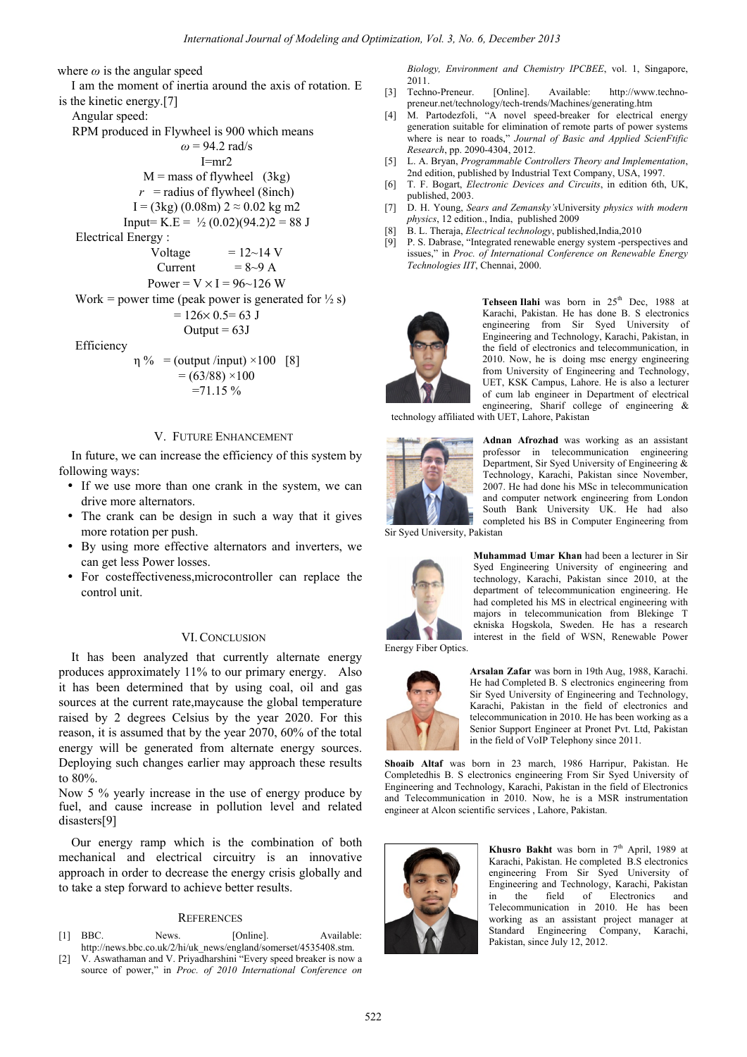where $\omega$ is the angular speed

I am the moment of inertia around the axis of rotation. E is the kinetic energy.[7]

Angular speed:

RPM produced in Flywheel is 900 which means

$$\omega = 94.2 \text{ rad/s}$$

$$I = mr2$$

M = mass of flywheel (3kg)

$r$ = radius of flywheel (8inch)

$$I = (3\text{kg})\ (0.08\text{m})\ 2 \approx 0.02 \text{ kg m2}$$

$$\text{Input} = \text{K.E} = \tfrac{1}{2}\,(0.02)(94.2)2 = 88 \text{ J}$$

Electrical Energy :

Voltage = 12~14 V

Current = 8~9 A

$$\text{Power} = \text{V} \times \text{I} = 96\sim126 \text{ W}$$

Work = power time (peak power is generated for ½ s)

$$= 126\times 0.5 = 63 \text{ J}$$

Output = 63J

Efficiency

$$\eta\,\% = (\text{output /input}) \times 100 \quad [8]$$

$$= (63/88) \times 100$$

$$= 71.15\ \%$$

## V. Future Enhancement

In future, we can increase the efficiency of this system by following ways:

- If we use more than one crank in the system, we can drive more alternators.
- The crank can be design in such a way that it gives more rotation per push.
- By using more effective alternators and inverters, we can get less Power losses.
- For costeffectiveness,microcontroller can replace the control unit.

## VI. Conclusion

It has been analyzed that currently alternate energy produces approximately 11% to our primary energy. Also it has been determined that by using coal, oil and gas sources at the current rate,maycause the global temperature raised by 2 degrees Celsius by the year 2020. For this reason, it is assumed that by the year 2070, 60% of the total energy will be generated from alternate energy sources. Deploying such changes earlier may approach these results to 80%.

Now 5 % yearly increase in the use of energy produce by fuel, and cause increase in pollution level and related disasters[9]

Our energy ramp which is the combination of both mechanical and electrical circuitry is an innovative approach in order to decrease the energy crisis globally and to take a step forward to achieve better results.

## References

[1] BBC. News. [Online]. Available: http://news.bbc.co.uk/2/hi/uk_news/england/somerset/4535408.stm.

[2] V. Aswathaman and V. Priyadharshini "Every speed breaker is now a source of power," in *Proc. of 2010 International Conference on Biology, Environment and Chemistry IPCBEE*, vol. 1, Singapore, 2011.

[3] Techno-Preneur. [Online]. Available: http://www.techno-preneur.net/technology/tech-trends/Machines/generating.htm

[4] M. Partodezfoli, "A novel speed-breaker for electrical energy generation suitable for elimination of remote parts of power systems where is near to roads," *Journal of Basic and Applied ScienFtific Research*, pp. 2090-4304, 2012.

[5] L. A. Bryan, *Programmable Controllers Theory and Implementation*, 2nd edition, published by Industrial Text Company, USA, 1997.

[6] T. F. Bogart, *Electronic Devices and Circuits*, in edition 6th, UK, published, 2003.

[7] D. H. Young, *Sears and Zemansky's*University *physics with modern physics*, 12 edition., India, published 2009

[8] B. L. Theraja, *Electrical technology*, published,India,2010

[9] P. S. Dabrase, "Integrated renewable energy system -perspectives and issues," in *Proc. of International Conference on Renewable Energy Technologies IIT*, Chennai, 2000.

**Tehseen Ilahi** was born in 25th Dec, 1988 at Karachi, Pakistan. He has done B. S electronics engineering from Sir Syed University of Engineering and Technology, Karachi, Pakistan, in the field of electronics and telecommunication, in 2010. Now, he is doing msc energy engineering from University of Engineering and Technology, UET, KSK Campus, Lahore. He is also a lecturer of cum lab engineer in Department of electrical engineering, Sharif college of engineering & technology affiliated with UET, Lahore, Pakistan

**Adnan Afrozhad** was working as an assistant professor in telecommunication engineering Department, Sir Syed University of Engineering & Technology, Karachi, Pakistan since November, 2007. He had done his MSc in telecommunication and computer network engineering from London South Bank University UK. He had also completed his BS in Computer Engineering from Sir Syed University, Pakistan

**Muhammad Umar Khan** had been a lecturer in Sir Syed Engineering University of engineering and technology, Karachi, Pakistan since 2010, at the department of telecommunication engineering. He had completed his MS in electrical engineering with majors in telecommunication from Blekinge T ekniska Hogskola, Sweden. He has a research interest in the field of WSN, Renewable Power Energy Fiber Optics.

**Arsalan Zafar** was born in 19th Aug, 1988, Karachi. He had Completed B. S electronics engineering from Sir Syed University of Engineering and Technology, Karachi, Pakistan in the field of electronics and telecommunication in 2010. He has been working as a Senior Support Engineer at Pronet Pvt. Ltd, Pakistan in the field of VoIP Telephony since 2011.

**Shoaib Altaf** was born in 23 march, 1986 Harripur, Pakistan. He Completedhis B. S electronics engineering From Sir Syed University of Engineering and Technology, Karachi, Pakistan in the field of Electronics and Telecommunication in 2010. Now, he is a MSR instrumentation engineer at Alcon scientific services , Lahore, Pakistan.

**Khusro Bakht** was born in 7th April, 1989 at Karachi, Pakistan. He completed B.S electronics engineering From Sir Syed University of Engineering and Technology, Karachi, Pakistan in the field of Electronics and Telecommunication in 2010. He has been working as an assistant project manager at Standard Engineering Company, Karachi, Pakistan, since July 12, 2012.